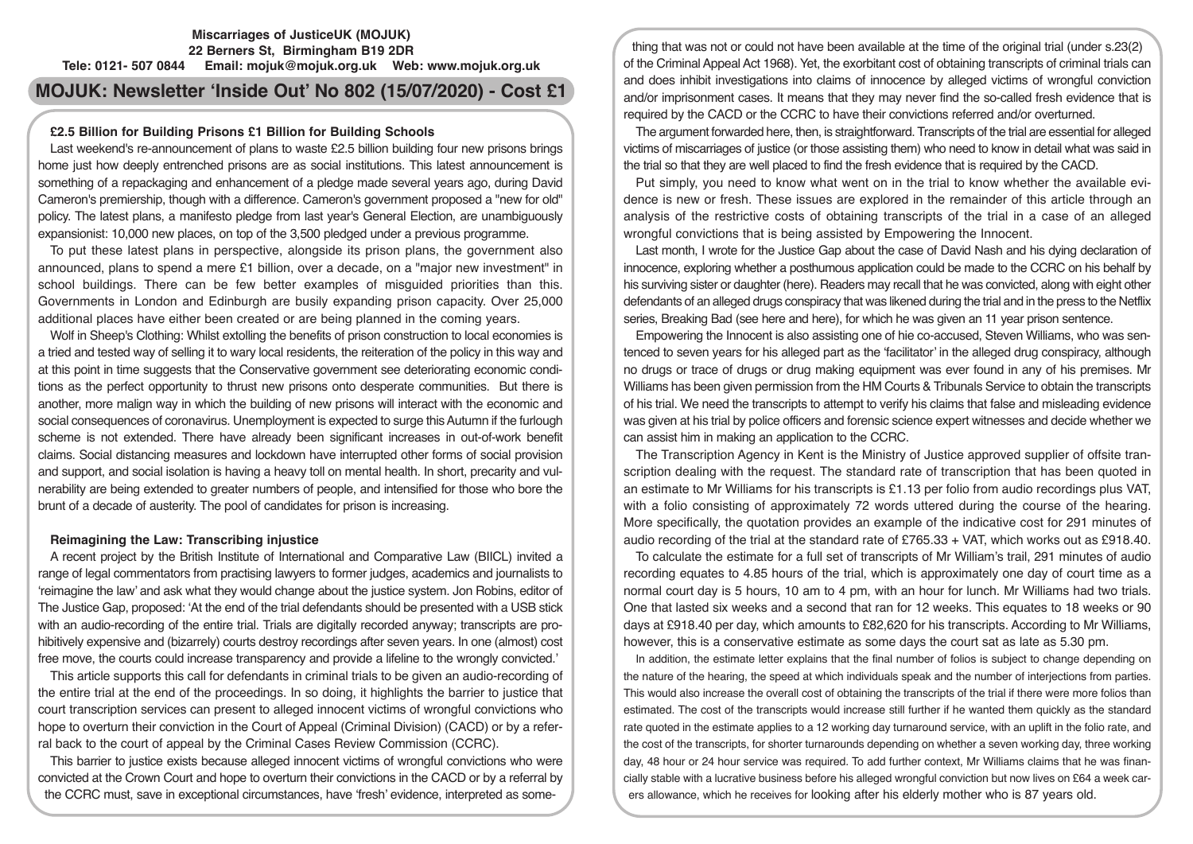**Miscarriages of JusticeUK (MOJUK)**
**22 Berners St, Birmingham B19 2DR**
**Tele: 0121- 507 0844 Email: mojuk@mojuk.org.uk Web: www.mojuk.org.uk**

# MOJUK: Newsletter 'Inside Out' No 802 (15/07/2020) - Cost £1

## £2.5 Billion for Building Prisons £1 Billion for Building Schools

Last weekend's re-announcement of plans to waste £2.5 billion building four new prisons brings home just how deeply entrenched prisons are as social institutions. This latest announcement is something of a repackaging and enhancement of a pledge made several years ago, during David Cameron's premiership, though with a difference. Cameron's government proposed a "new for old" policy. The latest plans, a manifesto pledge from last year's General Election, are unambiguously expansionist: 10,000 new places, on top of the 3,500 pledged under a previous programme.

To put these latest plans in perspective, alongside its prison plans, the government also announced, plans to spend a mere £1 billion, over a decade, on a "major new investment" in school buildings. There can be few better examples of misguided priorities than this. Governments in London and Edinburgh are busily expanding prison capacity. Over 25,000 additional places have either been created or are being planned in the coming years.

Wolf in Sheep's Clothing: Whilst extolling the benefits of prison construction to local economies is a tried and tested way of selling it to wary local residents, the reiteration of the policy in this way and at this point in time suggests that the Conservative government see deteriorating economic conditions as the perfect opportunity to thrust new prisons onto desperate communities. But there is another, more malign way in which the building of new prisons will interact with the economic and social consequences of coronavirus. Unemployment is expected to surge this Autumn if the furlough scheme is not extended. There have already been significant increases in out-of-work benefit claims. Social distancing measures and lockdown have interrupted other forms of social provision and support, and social isolation is having a heavy toll on mental health. In short, precarity and vulnerability are being extended to greater numbers of people, and intensified for those who bore the brunt of a decade of austerity. The pool of candidates for prison is increasing.

## Reimagining the Law: Transcribing injustice

A recent project by the British Institute of International and Comparative Law (BIICL) invited a range of legal commentators from practising lawyers to former judges, academics and journalists to 'reimagine the law' and ask what they would change about the justice system. Jon Robins, editor of The Justice Gap, proposed: 'At the end of the trial defendants should be presented with a USB stick with an audio-recording of the entire trial. Trials are digitally recorded anyway; transcripts are prohibitively expensive and (bizarrely) courts destroy recordings after seven years. In one (almost) cost free move, the courts could increase transparency and provide a lifeline to the wrongly convicted.'

This article supports this call for defendants in criminal trials to be given an audio-recording of the entire trial at the end of the proceedings. In so doing, it highlights the barrier to justice that court transcription services can present to alleged innocent victims of wrongful convictions who hope to overturn their conviction in the Court of Appeal (Criminal Division) (CACD) or by a referral back to the court of appeal by the Criminal Cases Review Commission (CCRC).

This barrier to justice exists because alleged innocent victims of wrongful convictions who were convicted at the Crown Court and hope to overturn their convictions in the CACD or by a referral by the CCRC must, save in exceptional circumstances, have 'fresh' evidence, interpreted as something that was not or could not have been available at the time of the original trial (under s.23(2) of the Criminal Appeal Act 1968). Yet, the exorbitant cost of obtaining transcripts of criminal trials can and does inhibit investigations into claims of innocence by alleged victims of wrongful conviction and/or imprisonment cases. It means that they may never find the so-called fresh evidence that is required by the CACD or the CCRC to have their convictions referred and/or overturned.

The argument forwarded here, then, is straightforward. Transcripts of the trial are essential for alleged victims of miscarriages of justice (or those assisting them) who need to know in detail what was said in the trial so that they are well placed to find the fresh evidence that is required by the CACD.

Put simply, you need to know what went on in the trial to know whether the available evidence is new or fresh. These issues are explored in the remainder of this article through an analysis of the restrictive costs of obtaining transcripts of the trial in a case of an alleged wrongful convictions that is being assisted by Empowering the Innocent.

Last month, I wrote for the Justice Gap about the case of David Nash and his dying declaration of innocence, exploring whether a posthumous application could be made to the CCRC on his behalf by his surviving sister or daughter (here). Readers may recall that he was convicted, along with eight other defendants of an alleged drugs conspiracy that was likened during the trial and in the press to the Netflix series, Breaking Bad (see here and here), for which he was given an 11 year prison sentence.

Empowering the Innocent is also assisting one of hie co-accused, Steven Williams, who was sentenced to seven years for his alleged part as the 'facilitator' in the alleged drug conspiracy, although no drugs or trace of drugs or drug making equipment was ever found in any of his premises. Mr Williams has been given permission from the HM Courts & Tribunals Service to obtain the transcripts of his trial. We need the transcripts to attempt to verify his claims that false and misleading evidence was given at his trial by police officers and forensic science expert witnesses and decide whether we can assist him in making an application to the CCRC.

The Transcription Agency in Kent is the Ministry of Justice approved supplier of offsite transcription dealing with the request. The standard rate of transcription that has been quoted in an estimate to Mr Williams for his transcripts is £1.13 per folio from audio recordings plus VAT, with a folio consisting of approximately 72 words uttered during the course of the hearing. More specifically, the quotation provides an example of the indicative cost for 291 minutes of audio recording of the trial at the standard rate of £765.33 + VAT, which works out as £918.40.

To calculate the estimate for a full set of transcripts of Mr William's trail, 291 minutes of audio recording equates to 4.85 hours of the trial, which is approximately one day of court time as a normal court day is 5 hours, 10 am to 4 pm, with an hour for lunch. Mr Williams had two trials. One that lasted six weeks and a second that ran for 12 weeks. This equates to 18 weeks or 90 days at £918.40 per day, which amounts to £82,620 for his transcripts. According to Mr Williams, however, this is a conservative estimate as some days the court sat as late as 5.30 pm.

In addition, the estimate letter explains that the final number of folios is subject to change depending on the nature of the hearing, the speed at which individuals speak and the number of interjections from parties. This would also increase the overall cost of obtaining the transcripts of the trial if there were more folios than estimated. The cost of the transcripts would increase still further if he wanted them quickly as the standard rate quoted in the estimate applies to a 12 working day turnaround service, with an uplift in the folio rate, and the cost of the transcripts, for shorter turnarounds depending on whether a seven working day, three working day, 48 hour or 24 hour service was required. To add further context, Mr Williams claims that he was financially stable with a lucrative business before his alleged wrongful conviction but now lives on £64 a week carers allowance, which he receives for looking after his elderly mother who is 87 years old.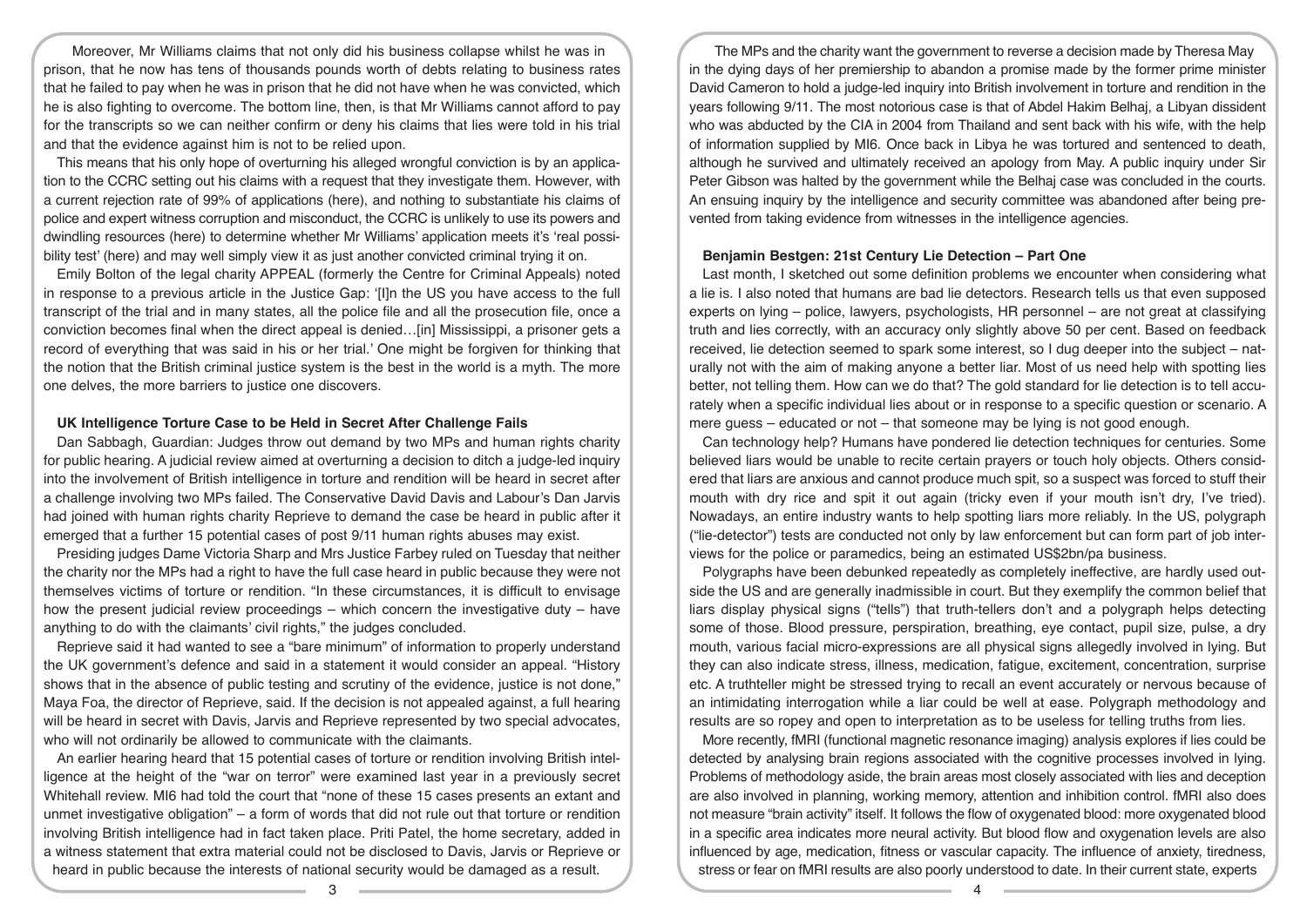Moreover, Mr Williams claims that not only did his business collapse whilst he was in prison, that he now has tens of thousands pounds worth of debts relating to business rates that he failed to pay when he was in prison that he did not have when he was convicted, which he is also fighting to overcome. The bottom line, then, is that Mr Williams cannot afford to pay for the transcripts so we can neither confirm or deny his claims that lies were told in his trial and that the evidence against him is not to be relied upon.

This means that his only hope of overturning his alleged wrongful conviction is by an application to the CCRC setting out his claims with a request that they investigate them. However, with a current rejection rate of 99% of applications (here), and nothing to substantiate his claims of police and expert witness corruption and misconduct, the CCRC is unlikely to use its powers and dwindling resources (here) to determine whether Mr Williams' application meets it's 'real possibility test' (here) and may well simply view it as just another convicted criminal trying it on.

Emily Bolton of the legal charity APPEAL (formerly the Centre for Criminal Appeals) noted in response to a previous article in the Justice Gap: '[I]n the US you have access to the full transcript of the trial and in many states, all the police file and all the prosecution file, once a conviction becomes final when the direct appeal is denied…[in] Mississippi, a prisoner gets a record of everything that was said in his or her trial.' One might be forgiven for thinking that the notion that the British criminal justice system is the best in the world is a myth. The more one delves, the more barriers to justice one discovers.

### UK Intelligence Torture Case to be Held in Secret After Challenge Fails

Dan Sabbagh, Guardian: Judges throw out demand by two MPs and human rights charity for public hearing. A judicial review aimed at overturning a decision to ditch a judge-led inquiry into the involvement of British intelligence in torture and rendition will be heard in secret after a challenge involving two MPs failed. The Conservative David Davis and Labour's Dan Jarvis had joined with human rights charity Reprieve to demand the case be heard in public after it emerged that a further 15 potential cases of post 9/11 human rights abuses may exist.

Presiding judges Dame Victoria Sharp and Mrs Justice Farbey ruled on Tuesday that neither the charity nor the MPs had a right to have the full case heard in public because they were not themselves victims of torture or rendition. "In these circumstances, it is difficult to envisage how the present judicial review proceedings – which concern the investigative duty – have anything to do with the claimants' civil rights," the judges concluded.

Reprieve said it had wanted to see a "bare minimum" of information to properly understand the UK government's defence and said in a statement it would consider an appeal. "History shows that in the absence of public testing and scrutiny of the evidence, justice is not done," Maya Foa, the director of Reprieve, said. If the decision is not appealed against, a full hearing will be heard in secret with Davis, Jarvis and Reprieve represented by two special advocates, who will not ordinarily be allowed to communicate with the claimants.

An earlier hearing heard that 15 potential cases of torture or rendition involving British intelligence at the height of the "war on terror" were examined last year in a previously secret Whitehall review. MI6 had told the court that "none of these 15 cases presents an extant and unmet investigative obligation" – a form of words that did not rule out that torture or rendition involving British intelligence had in fact taken place. Priti Patel, the home secretary, added in a witness statement that extra material could not be disclosed to Davis, Jarvis or Reprieve or heard in public because the interests of national security would be damaged as a result.

The MPs and the charity want the government to reverse a decision made by Theresa May in the dying days of her premiership to abandon a promise made by the former prime minister David Cameron to hold a judge-led inquiry into British involvement in torture and rendition in the years following 9/11. The most notorious case is that of Abdel Hakim Belhaj, a Libyan dissident who was abducted by the CIA in 2004 from Thailand and sent back with his wife, with the help of information supplied by MI6. Once back in Libya he was tortured and sentenced to death, although he survived and ultimately received an apology from May. A public inquiry under Sir Peter Gibson was halted by the government while the Belhaj case was concluded in the courts. An ensuing inquiry by the intelligence and security committee was abandoned after being prevented from taking evidence from witnesses in the intelligence agencies.

### Benjamin Bestgen: 21st Century Lie Detection – Part One

Last month, I sketched out some definition problems we encounter when considering what a lie is. I also noted that humans are bad lie detectors. Research tells us that even supposed experts on lying – police, lawyers, psychologists, HR personnel – are not great at classifying truth and lies correctly, with an accuracy only slightly above 50 per cent. Based on feedback received, lie detection seemed to spark some interest, so I dug deeper into the subject – naturally not with the aim of making anyone a better liar. Most of us need help with spotting lies better, not telling them. How can we do that? The gold standard for lie detection is to tell accurately when a specific individual lies about or in response to a specific question or scenario. A mere guess – educated or not – that someone may be lying is not good enough.

Can technology help? Humans have pondered lie detection techniques for centuries. Some believed liars would be unable to recite certain prayers or touch holy objects. Others considered that liars are anxious and cannot produce much spit, so a suspect was forced to stuff their mouth with dry rice and spit it out again (tricky even if your mouth isn't dry, I've tried). Nowadays, an entire industry wants to help spotting liars more reliably. In the US, polygraph ("lie-detector") tests are conducted not only by law enforcement but can form part of job interviews for the police or paramedics, being an estimated US$2bn/pa business.

Polygraphs have been debunked repeatedly as completely ineffective, are hardly used outside the US and are generally inadmissible in court. But they exemplify the common belief that liars display physical signs ("tells") that truth-tellers don't and a polygraph helps detecting some of those. Blood pressure, perspiration, breathing, eye contact, pupil size, pulse, a dry mouth, various facial micro-expressions are all physical signs allegedly involved in lying. But they can also indicate stress, illness, medication, fatigue, excitement, concentration, surprise etc. A truthteller might be stressed trying to recall an event accurately or nervous because of an intimidating interrogation while a liar could be well at ease. Polygraph methodology and results are so ropey and open to interpretation as to be useless for telling truths from lies.

More recently, fMRI (functional magnetic resonance imaging) analysis explores if lies could be detected by analysing brain regions associated with the cognitive processes involved in lying. Problems of methodology aside, the brain areas most closely associated with lies and deception are also involved in planning, working memory, attention and inhibition control. fMRI also does not measure "brain activity" itself. It follows the flow of oxygenated blood: more oxygenated blood in a specific area indicates more neural activity. But blood flow and oxygenation levels are also influenced by age, medication, fitness or vascular capacity. The influence of anxiety, tiredness, stress or fear on fMRI results are also poorly understood to date. In their current state, experts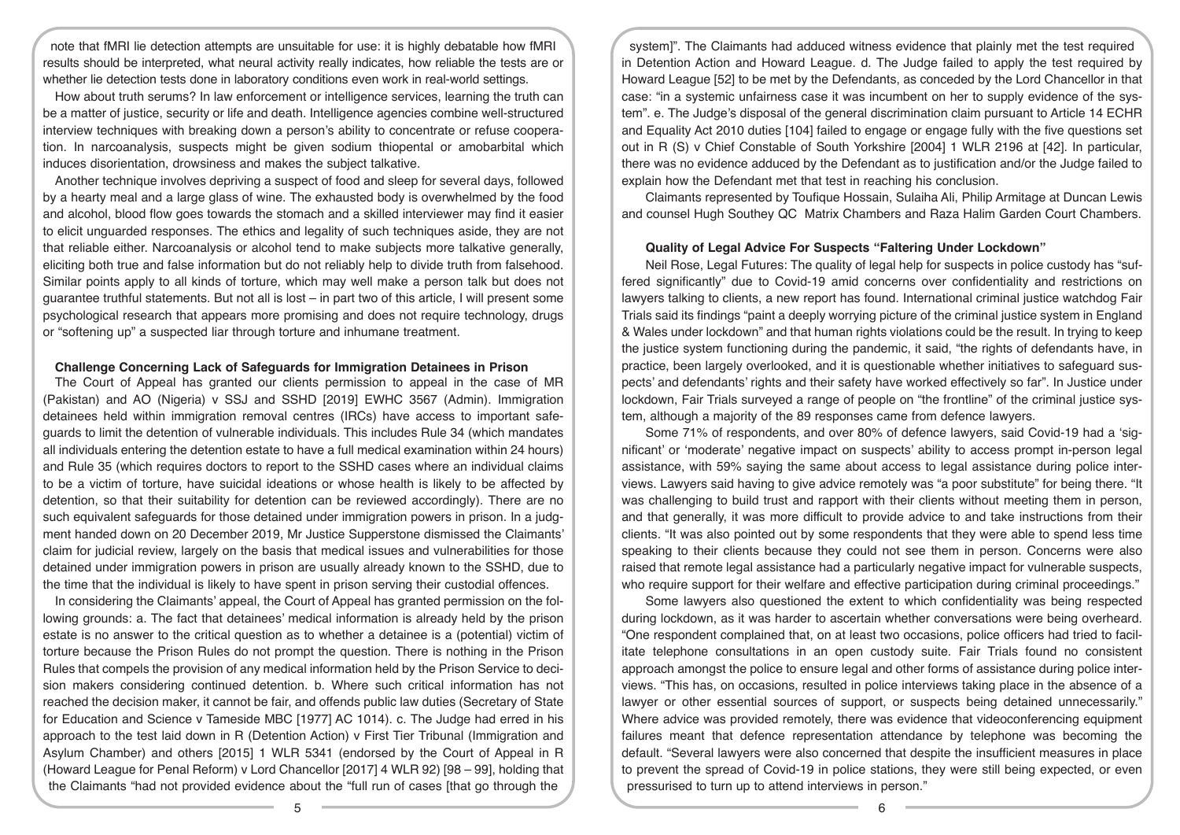note that fMRI lie detection attempts are unsuitable for use: it is highly debatable how fMRI results should be interpreted, what neural activity really indicates, how reliable the tests are or whether lie detection tests done in laboratory conditions even work in real-world settings.

How about truth serums? In law enforcement or intelligence services, learning the truth can be a matter of justice, security or life and death. Intelligence agencies combine well-structured interview techniques with breaking down a person's ability to concentrate or refuse cooperation. In narcoanalysis, suspects might be given sodium thiopental or amobarbital which induces disorientation, drowsiness and makes the subject talkative.

Another technique involves depriving a suspect of food and sleep for several days, followed by a hearty meal and a large glass of wine. The exhausted body is overwhelmed by the food and alcohol, blood flow goes towards the stomach and a skilled interviewer may find it easier to elicit unguarded responses. The ethics and legality of such techniques aside, they are not that reliable either. Narcoanalysis or alcohol tend to make subjects more talkative generally, eliciting both true and false information but do not reliably help to divide truth from falsehood. Similar points apply to all kinds of torture, which may well make a person talk but does not guarantee truthful statements. But not all is lost – in part two of this article, I will present some psychological research that appears more promising and does not require technology, drugs or "softening up" a suspected liar through torture and inhumane treatment.

### Challenge Concerning Lack of Safeguards for Immigration Detainees in Prison

The Court of Appeal has granted our clients permission to appeal in the case of MR (Pakistan) and AO (Nigeria) v SSJ and SSHD [2019] EWHC 3567 (Admin). Immigration detainees held within immigration removal centres (IRCs) have access to important safeguards to limit the detention of vulnerable individuals. This includes Rule 34 (which mandates all individuals entering the detention estate to have a full medical examination within 24 hours) and Rule 35 (which requires doctors to report to the SSHD cases where an individual claims to be a victim of torture, have suicidal ideations or whose health is likely to be affected by detention, so that their suitability for detention can be reviewed accordingly). There are no such equivalent safeguards for those detained under immigration powers in prison. In a judgment handed down on 20 December 2019, Mr Justice Supperstone dismissed the Claimants' claim for judicial review, largely on the basis that medical issues and vulnerabilities for those detained under immigration powers in prison are usually already known to the SSHD, due to the time that the individual is likely to have spent in prison serving their custodial offences.

In considering the Claimants' appeal, the Court of Appeal has granted permission on the following grounds: a. The fact that detainees' medical information is already held by the prison estate is no answer to the critical question as to whether a detainee is a (potential) victim of torture because the Prison Rules do not prompt the question. There is nothing in the Prison Rules that compels the provision of any medical information held by the Prison Service to decision makers considering continued detention. b. Where such critical information has not reached the decision maker, it cannot be fair, and offends public law duties (Secretary of State for Education and Science v Tameside MBC [1977] AC 1014). c. The Judge had erred in his approach to the test laid down in R (Detention Action) v First Tier Tribunal (Immigration and Asylum Chamber) and others [2015] 1 WLR 5341 (endorsed by the Court of Appeal in R (Howard League for Penal Reform) v Lord Chancellor [2017] 4 WLR 92) [98 – 99], holding that the Claimants "had not provided evidence about the "full run of cases [that go through the system]". The Claimants had adduced witness evidence that plainly met the test required in Detention Action and Howard League. d. The Judge failed to apply the test required by Howard League [52] to be met by the Defendants, as conceded by the Lord Chancellor in that case: "in a systemic unfairness case it was incumbent on her to supply evidence of the system". e. The Judge's disposal of the general discrimination claim pursuant to Article 14 ECHR and Equality Act 2010 duties [104] failed to engage or engage fully with the five questions set out in R (S) v Chief Constable of South Yorkshire [2004] 1 WLR 2196 at [42]. In particular, there was no evidence adduced by the Defendant as to justification and/or the Judge failed to explain how the Defendant met that test in reaching his conclusion.

Claimants represented by Toufique Hossain, Sulaiha Ali, Philip Armitage at Duncan Lewis and counsel Hugh Southey QC Matrix Chambers and Raza Halim Garden Court Chambers.

### Quality of Legal Advice For Suspects "Faltering Under Lockdown"

Neil Rose, Legal Futures: The quality of legal help for suspects in police custody has "suffered significantly" due to Covid-19 amid concerns over confidentiality and restrictions on lawyers talking to clients, a new report has found. International criminal justice watchdog Fair Trials said its findings "paint a deeply worrying picture of the criminal justice system in England & Wales under lockdown" and that human rights violations could be the result. In trying to keep the justice system functioning during the pandemic, it said, "the rights of defendants have, in practice, been largely overlooked, and it is questionable whether initiatives to safeguard suspects' and defendants' rights and their safety have worked effectively so far". In Justice under lockdown, Fair Trials surveyed a range of people on "the frontline" of the criminal justice system, although a majority of the 89 responses came from defence lawyers.

Some 71% of respondents, and over 80% of defence lawyers, said Covid-19 had a 'significant' or 'moderate' negative impact on suspects' ability to access prompt in-person legal assistance, with 59% saying the same about access to legal assistance during police interviews. Lawyers said having to give advice remotely was "a poor substitute" for being there. "It was challenging to build trust and rapport with their clients without meeting them in person, and that generally, it was more difficult to provide advice to and take instructions from their clients. "It was also pointed out by some respondents that they were able to spend less time speaking to their clients because they could not see them in person. Concerns were also raised that remote legal assistance had a particularly negative impact for vulnerable suspects, who require support for their welfare and effective participation during criminal proceedings."

Some lawyers also questioned the extent to which confidentiality was being respected during lockdown, as it was harder to ascertain whether conversations were being overheard. "One respondent complained that, on at least two occasions, police officers had tried to facilitate telephone consultations in an open custody suite. Fair Trials found no consistent approach amongst the police to ensure legal and other forms of assistance during police interviews. "This has, on occasions, resulted in police interviews taking place in the absence of a lawyer or other essential sources of support, or suspects being detained unnecessarily." Where advice was provided remotely, there was evidence that videoconferencing equipment failures meant that defence representation attendance by telephone was becoming the default. "Several lawyers were also concerned that despite the insufficient measures in place to prevent the spread of Covid-19 in police stations, they were still being expected, or even pressurised to turn up to attend interviews in person."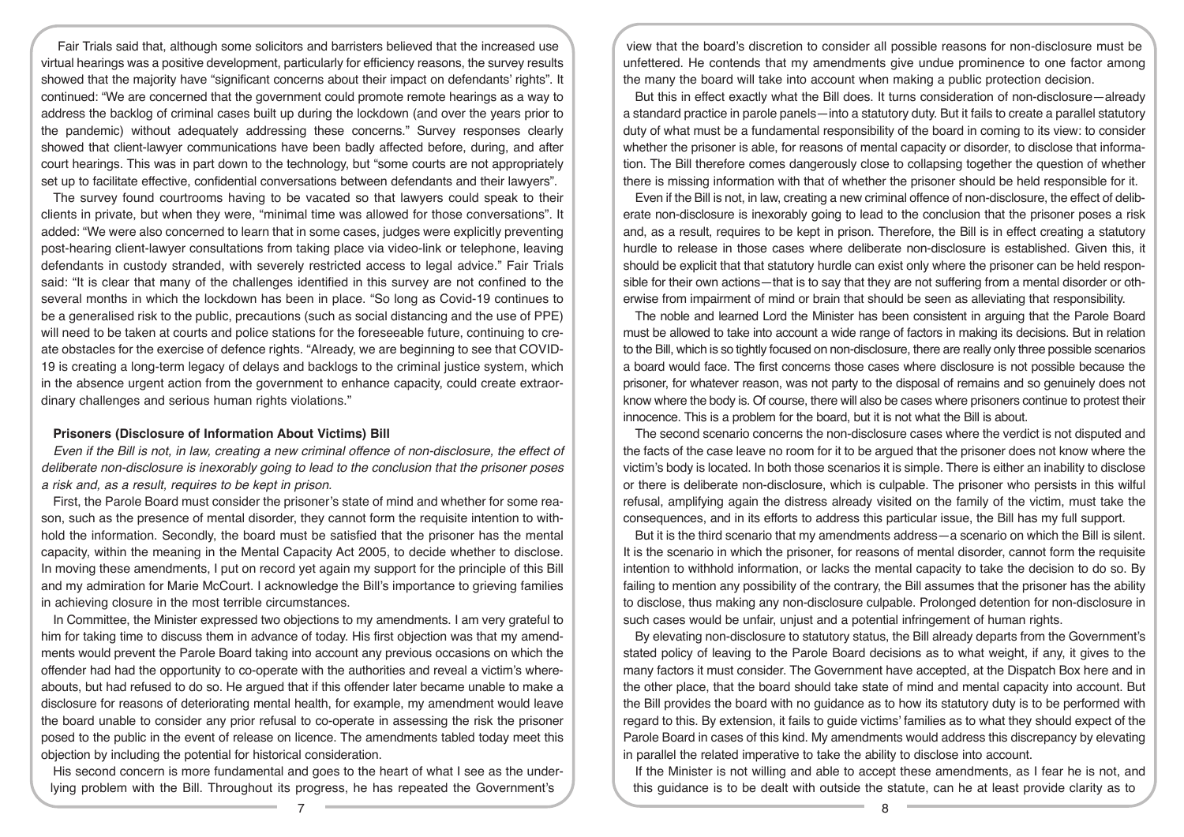Fair Trials said that, although some solicitors and barristers believed that the increased use virtual hearings was a positive development, particularly for efficiency reasons, the survey results showed that the majority have "significant concerns about their impact on defendants' rights". It continued: "We are concerned that the government could promote remote hearings as a way to address the backlog of criminal cases built up during the lockdown (and over the years prior to the pandemic) without adequately addressing these concerns." Survey responses clearly showed that client-lawyer communications have been badly affected before, during, and after court hearings. This was in part down to the technology, but "some courts are not appropriately set up to facilitate effective, confidential conversations between defendants and their lawyers".

The survey found courtrooms having to be vacated so that lawyers could speak to their clients in private, but when they were, "minimal time was allowed for those conversations". It added: "We were also concerned to learn that in some cases, judges were explicitly preventing post-hearing client-lawyer consultations from taking place via video-link or telephone, leaving defendants in custody stranded, with severely restricted access to legal advice." Fair Trials said: "It is clear that many of the challenges identified in this survey are not confined to the several months in which the lockdown has been in place. "So long as Covid-19 continues to be a generalised risk to the public, precautions (such as social distancing and the use of PPE) will need to be taken at courts and police stations for the foreseeable future, continuing to create obstacles for the exercise of defence rights. "Already, we are beginning to see that COVID-19 is creating a long-term legacy of delays and backlogs to the criminal justice system, which in the absence urgent action from the government to enhance capacity, could create extraordinary challenges and serious human rights violations."

### Prisoners (Disclosure of Information About Victims) Bill

*Even if the Bill is not, in law, creating a new criminal offence of non-disclosure, the effect of deliberate non-disclosure is inexorably going to lead to the conclusion that the prisoner poses a risk and, as a result, requires to be kept in prison.*

First, the Parole Board must consider the prisoner's state of mind and whether for some reason, such as the presence of mental disorder, they cannot form the requisite intention to withhold the information. Secondly, the board must be satisfied that the prisoner has the mental capacity, within the meaning in the Mental Capacity Act 2005, to decide whether to disclose. In moving these amendments, I put on record yet again my support for the principle of this Bill and my admiration for Marie McCourt. I acknowledge the Bill's importance to grieving families in achieving closure in the most terrible circumstances.

In Committee, the Minister expressed two objections to my amendments. I am very grateful to him for taking time to discuss them in advance of today. His first objection was that my amendments would prevent the Parole Board taking into account any previous occasions on which the offender had had the opportunity to co-operate with the authorities and reveal a victim's whereabouts, but had refused to do so. He argued that if this offender later became unable to make a disclosure for reasons of deteriorating mental health, for example, my amendment would leave the board unable to consider any prior refusal to co-operate in assessing the risk the prisoner posed to the public in the event of release on licence. The amendments tabled today meet this objection by including the potential for historical consideration.

His second concern is more fundamental and goes to the heart of what I see as the underlying problem with the Bill. Throughout its progress, he has repeated the Government's view that the board's discretion to consider all possible reasons for non-disclosure must be unfettered. He contends that my amendments give undue prominence to one factor among the many the board will take into account when making a public protection decision.

But this in effect exactly what the Bill does. It turns consideration of non-disclosure—already a standard practice in parole panels—into a statutory duty. But it fails to create a parallel statutory duty of what must be a fundamental responsibility of the board in coming to its view: to consider whether the prisoner is able, for reasons of mental capacity or disorder, to disclose that information. The Bill therefore comes dangerously close to collapsing together the question of whether there is missing information with that of whether the prisoner should be held responsible for it.

Even if the Bill is not, in law, creating a new criminal offence of non-disclosure, the effect of deliberate non-disclosure is inexorably going to lead to the conclusion that the prisoner poses a risk and, as a result, requires to be kept in prison. Therefore, the Bill is in effect creating a statutory hurdle to release in those cases where deliberate non-disclosure is established. Given this, it should be explicit that that statutory hurdle can exist only where the prisoner can be held responsible for their own actions—that is to say that they are not suffering from a mental disorder or otherwise from impairment of mind or brain that should be seen as alleviating that responsibility.

The noble and learned Lord the Minister has been consistent in arguing that the Parole Board must be allowed to take into account a wide range of factors in making its decisions. But in relation to the Bill, which is so tightly focused on non-disclosure, there are really only three possible scenarios a board would face. The first concerns those cases where disclosure is not possible because the prisoner, for whatever reason, was not party to the disposal of remains and so genuinely does not know where the body is. Of course, there will also be cases where prisoners continue to protest their innocence. This is a problem for the board, but it is not what the Bill is about.

The second scenario concerns the non-disclosure cases where the verdict is not disputed and the facts of the case leave no room for it to be argued that the prisoner does not know where the victim's body is located. In both those scenarios it is simple. There is either an inability to disclose or there is deliberate non-disclosure, which is culpable. The prisoner who persists in this wilful refusal, amplifying again the distress already visited on the family of the victim, must take the consequences, and in its efforts to address this particular issue, the Bill has my full support.

But it is the third scenario that my amendments address—a scenario on which the Bill is silent. It is the scenario in which the prisoner, for reasons of mental disorder, cannot form the requisite intention to withhold information, or lacks the mental capacity to take the decision to do so. By failing to mention any possibility of the contrary, the Bill assumes that the prisoner has the ability to disclose, thus making any non-disclosure culpable. Prolonged detention for non-disclosure in such cases would be unfair, unjust and a potential infringement of human rights.

By elevating non-disclosure to statutory status, the Bill already departs from the Government's stated policy of leaving to the Parole Board decisions as to what weight, if any, it gives to the many factors it must consider. The Government have accepted, at the Dispatch Box here and in the other place, that the board should take state of mind and mental capacity into account. But the Bill provides the board with no guidance as to how its statutory duty is to be performed with regard to this. By extension, it fails to guide victims' families as to what they should expect of the Parole Board in cases of this kind. My amendments would address this discrepancy by elevating in parallel the related imperative to take the ability to disclose into account.

If the Minister is not willing and able to accept these amendments, as I fear he is not, and this guidance is to be dealt with outside the statute, can he at least provide clarity as to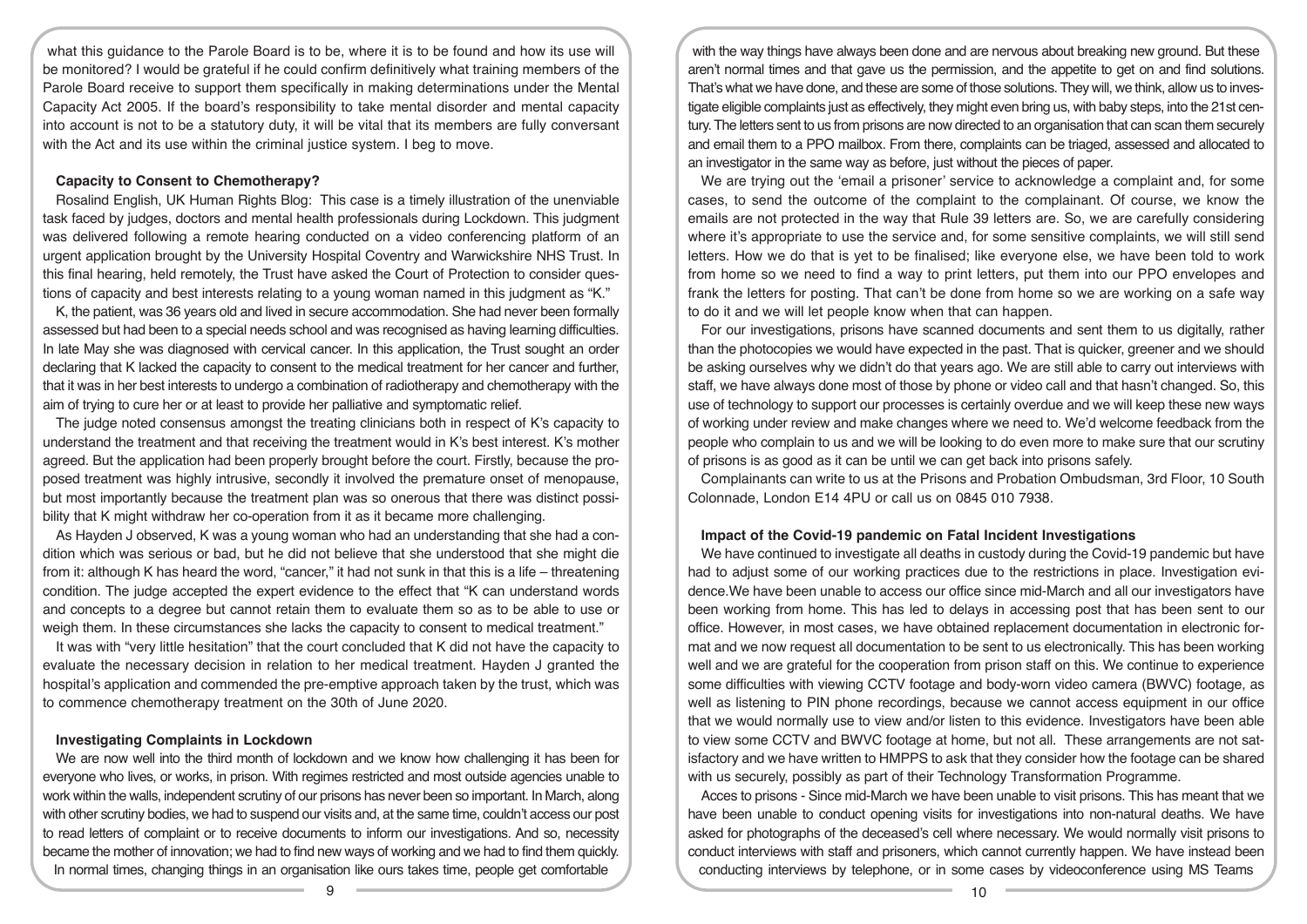what this guidance to the Parole Board is to be, where it is to be found and how its use will be monitored? I would be grateful if he could confirm definitively what training members of the Parole Board receive to support them specifically in making determinations under the Mental Capacity Act 2005. If the board's responsibility to take mental disorder and mental capacity into account is not to be a statutory duty, it will be vital that its members are fully conversant with the Act and its use within the criminal justice system. I beg to move.

### Capacity to Consent to Chemotherapy?

Rosalind English, UK Human Rights Blog: This case is a timely illustration of the unenviable task faced by judges, doctors and mental health professionals during Lockdown. This judgment was delivered following a remote hearing conducted on a video conferencing platform of an urgent application brought by the University Hospital Coventry and Warwickshire NHS Trust. In this final hearing, held remotely, the Trust have asked the Court of Protection to consider questions of capacity and best interests relating to a young woman named in this judgment as "K."

K, the patient, was 36 years old and lived in secure accommodation. She had never been formally assessed but had been to a special needs school and was recognised as having learning difficulties. In late May she was diagnosed with cervical cancer. In this application, the Trust sought an order declaring that K lacked the capacity to consent to the medical treatment for her cancer and further, that it was in her best interests to undergo a combination of radiotherapy and chemotherapy with the aim of trying to cure her or at least to provide her palliative and symptomatic relief.

The judge noted consensus amongst the treating clinicians both in respect of K's capacity to understand the treatment and that receiving the treatment would in K's best interest. K's mother agreed. But the application had been properly brought before the court. Firstly, because the proposed treatment was highly intrusive, secondly it involved the premature onset of menopause, but most importantly because the treatment plan was so onerous that there was distinct possibility that K might withdraw her co-operation from it as it became more challenging.

As Hayden J observed, K was a young woman who had an understanding that she had a condition which was serious or bad, but he did not believe that she understood that she might die from it: although K has heard the word, "cancer," it had not sunk in that this is a life – threatening condition. The judge accepted the expert evidence to the effect that "K can understand words and concepts to a degree but cannot retain them to evaluate them so as to be able to use or weigh them. In these circumstances she lacks the capacity to consent to medical treatment."

It was with "very little hesitation" that the court concluded that K did not have the capacity to evaluate the necessary decision in relation to her medical treatment. Hayden J granted the hospital's application and commended the pre-emptive approach taken by the trust, which was to commence chemotherapy treatment on the 30th of June 2020.

### Investigating Complaints in Lockdown

We are now well into the third month of lockdown and we know how challenging it has been for everyone who lives, or works, in prison. With regimes restricted and most outside agencies unable to work within the walls, independent scrutiny of our prisons has never been so important. In March, along with other scrutiny bodies, we had to suspend our visits and, at the same time, couldn't access our post to read letters of complaint or to receive documents to inform our investigations. And so, necessity became the mother of innovation; we had to find new ways of working and we had to find them quickly.

In normal times, changing things in an organisation like ours takes time, people get comfortable with the way things have always been done and are nervous about breaking new ground. But these aren't normal times and that gave us the permission, and the appetite to get on and find solutions. That's what we have done, and these are some of those solutions. They will, we think, allow us to investigate eligible complaints just as effectively, they might even bring us, with baby steps, into the 21st century. The letters sent to us from prisons are now directed to an organisation that can scan them securely and email them to a PPO mailbox. From there, complaints can be triaged, assessed and allocated to an investigator in the same way as before, just without the pieces of paper.

We are trying out the 'email a prisoner' service to acknowledge a complaint and, for some cases, to send the outcome of the complaint to the complainant. Of course, we know the emails are not protected in the way that Rule 39 letters are. So, we are carefully considering where it's appropriate to use the service and, for some sensitive complaints, we will still send letters. How we do that is yet to be finalised; like everyone else, we have been told to work from home so we need to find a way to print letters, put them into our PPO envelopes and frank the letters for posting. That can't be done from home so we are working on a safe way to do it and we will let people know when that can happen.

For our investigations, prisons have scanned documents and sent them to us digitally, rather than the photocopies we would have expected in the past. That is quicker, greener and we should be asking ourselves why we didn't do that years ago. We are still able to carry out interviews with staff, we have always done most of those by phone or video call and that hasn't changed. So, this use of technology to support our processes is certainly overdue and we will keep these new ways of working under review and make changes where we need to. We'd welcome feedback from the people who complain to us and we will be looking to do even more to make sure that our scrutiny of prisons is as good as it can be until we can get back into prisons safely.

Complainants can write to us at the Prisons and Probation Ombudsman, 3rd Floor, 10 South Colonnade, London E14 4PU or call us on 0845 010 7938.

### Impact of the Covid-19 pandemic on Fatal Incident Investigations

We have continued to investigate all deaths in custody during the Covid-19 pandemic but have had to adjust some of our working practices due to the restrictions in place. Investigation evidence.We have been unable to access our office since mid-March and all our investigators have been working from home. This has led to delays in accessing post that has been sent to our office. However, in most cases, we have obtained replacement documentation in electronic format and we now request all documentation to be sent to us electronically. This has been working well and we are grateful for the cooperation from prison staff on this. We continue to experience some difficulties with viewing CCTV footage and body-worn video camera (BWVC) footage, as well as listening to PIN phone recordings, because we cannot access equipment in our office that we would normally use to view and/or listen to this evidence. Investigators have been able to view some CCTV and BWVC footage at home, but not all. These arrangements are not satisfactory and we have written to HMPPS to ask that they consider how the footage can be shared with us securely, possibly as part of their Technology Transformation Programme.

Acces to prisons - Since mid-March we have been unable to visit prisons. This has meant that we have been unable to conduct opening visits for investigations into non-natural deaths. We have asked for photographs of the deceased's cell where necessary. We would normally visit prisons to conduct interviews with staff and prisoners, which cannot currently happen. We have instead been conducting interviews by telephone, or in some cases by videoconference using MS Teams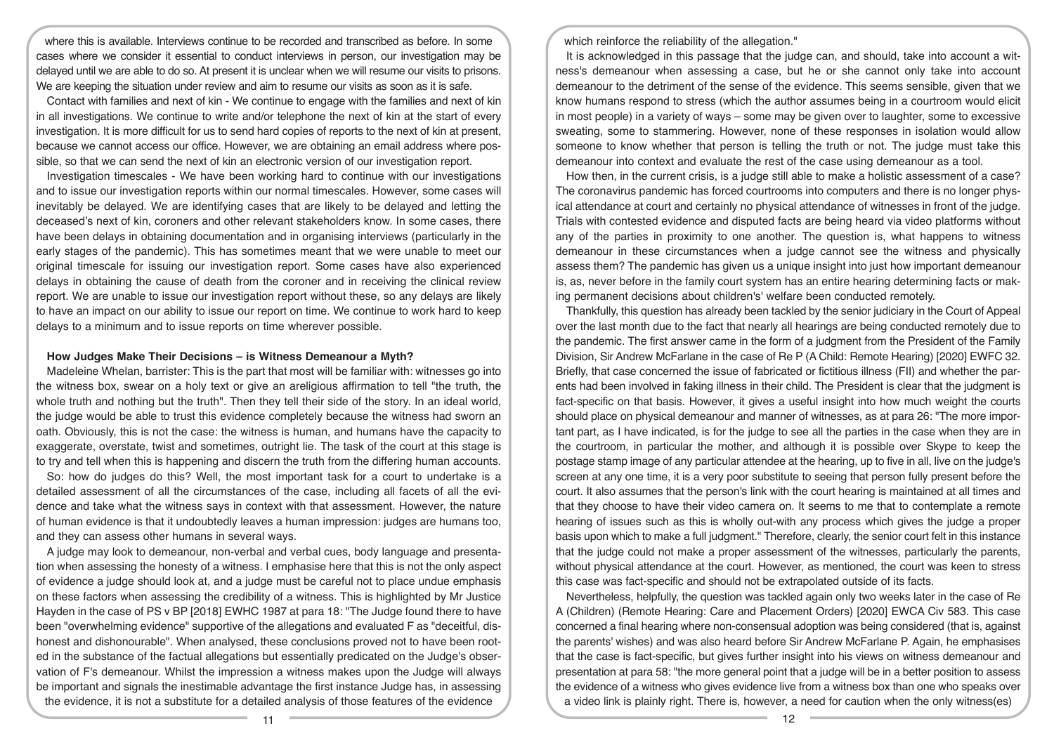where this is available. Interviews continue to be recorded and transcribed as before. In some cases where we consider it essential to conduct interviews in person, our investigation may be delayed until we are able to do so. At present it is unclear when we will resume our visits to prisons. We are keeping the situation under review and aim to resume our visits as soon as it is safe.

Contact with families and next of kin - We continue to engage with the families and next of kin in all investigations. We continue to write and/or telephone the next of kin at the start of every investigation. It is more difficult for us to send hard copies of reports to the next of kin at present, because we cannot access our office. However, we are obtaining an email address where possible, so that we can send the next of kin an electronic version of our investigation report.

Investigation timescales - We have been working hard to continue with our investigations and to issue our investigation reports within our normal timescales. However, some cases will inevitably be delayed. We are identifying cases that are likely to be delayed and letting the deceased's next of kin, coroners and other relevant stakeholders know. In some cases, there have been delays in obtaining documentation and in organising interviews (particularly in the early stages of the pandemic). This has sometimes meant that we were unable to meet our original timescale for issuing our investigation report. Some cases have also experienced delays in obtaining the cause of death from the coroner and in receiving the clinical review report. We are unable to issue our investigation report without these, so any delays are likely to have an impact on our ability to issue our report on time. We continue to work hard to keep delays to a minimum and to issue reports on time wherever possible.

### How Judges Make Their Decisions – is Witness Demeanour a Myth?

Madeleine Whelan, barrister: This is the part that most will be familiar with: witnesses go into the witness box, swear on a holy text or give an areligious affirmation to tell "the truth, the whole truth and nothing but the truth". Then they tell their side of the story. In an ideal world, the judge would be able to trust this evidence completely because the witness had sworn an oath. Obviously, this is not the case: the witness is human, and humans have the capacity to exaggerate, overstate, twist and sometimes, outright lie. The task of the court at this stage is to try and tell when this is happening and discern the truth from the differing human accounts.

So: how do judges do this? Well, the most important task for a court to undertake is a detailed assessment of all the circumstances of the case, including all facets of all the evidence and take what the witness says in context with that assessment. However, the nature of human evidence is that it undoubtedly leaves a human impression: judges are humans too, and they can assess other humans in several ways.

A judge may look to demeanour, non-verbal and verbal cues, body language and presentation when assessing the honesty of a witness. I emphasise here that this is not the only aspect of evidence a judge should look at, and a judge must be careful not to place undue emphasis on these factors when assessing the credibility of a witness. This is highlighted by Mr Justice Hayden in the case of PS v BP [2018] EWHC 1987 at para 18: "The Judge found there to have been "overwhelming evidence" supportive of the allegations and evaluated F as "deceitful, dishonest and dishonourable". When analysed, these conclusions proved not to have been rooted in the substance of the factual allegations but essentially predicated on the Judge's observation of F's demeanour. Whilst the impression a witness makes upon the Judge will always be important and signals the inestimable advantage the first instance Judge has, in assessing the evidence, it is not a substitute for a detailed analysis of those features of the evidence which reinforce the reliability of the allegation."

It is acknowledged in this passage that the judge can, and should, take into account a witness's demeanour when assessing a case, but he or she cannot only take into account demeanour to the detriment of the sense of the evidence. This seems sensible, given that we know humans respond to stress (which the author assumes being in a courtroom would elicit in most people) in a variety of ways – some may be given over to laughter, some to excessive sweating, some to stammering. However, none of these responses in isolation would allow someone to know whether that person is telling the truth or not. The judge must take this demeanour into context and evaluate the rest of the case using demeanour as a tool.

How then, in the current crisis, is a judge still able to make a holistic assessment of a case? The coronavirus pandemic has forced courtrooms into computers and there is no longer physical attendance at court and certainly no physical attendance of witnesses in front of the judge. Trials with contested evidence and disputed facts are being heard via video platforms without any of the parties in proximity to one another. The question is, what happens to witness demeanour in these circumstances when a judge cannot see the witness and physically assess them? The pandemic has given us a unique insight into just how important demeanour is, as, never before in the family court system has an entire hearing determining facts or making permanent decisions about children's' welfare been conducted remotely.

Thankfully, this question has already been tackled by the senior judiciary in the Court of Appeal over the last month due to the fact that nearly all hearings are being conducted remotely due to the pandemic. The first answer came in the form of a judgment from the President of the Family Division, Sir Andrew McFarlane in the case of Re P (A Child: Remote Hearing) [2020] EWFC 32. Briefly, that case concerned the issue of fabricated or fictitious illness (FII) and whether the parents had been involved in faking illness in their child. The President is clear that the judgment is fact-specific on that basis. However, it gives a useful insight into how much weight the courts should place on physical demeanour and manner of witnesses, as at para 26: "The more important part, as I have indicated, is for the judge to see all the parties in the case when they are in the courtroom, in particular the mother, and although it is possible over Skype to keep the postage stamp image of any particular attendee at the hearing, up to five in all, live on the judge's screen at any one time, it is a very poor substitute to seeing that person fully present before the court. It also assumes that the person's link with the court hearing is maintained at all times and that they choose to have their video camera on. It seems to me that to contemplate a remote hearing of issues such as this is wholly out-with any process which gives the judge a proper basis upon which to make a full judgment." Therefore, clearly, the senior court felt in this instance that the judge could not make a proper assessment of the witnesses, particularly the parents, without physical attendance at the court. However, as mentioned, the court was keen to stress this case was fact-specific and should not be extrapolated outside of its facts.

Nevertheless, helpfully, the question was tackled again only two weeks later in the case of Re A (Children) (Remote Hearing: Care and Placement Orders) [2020] EWCA Civ 583. This case concerned a final hearing where non-consensual adoption was being considered (that is, against the parents' wishes) and was also heard before Sir Andrew McFarlane P. Again, he emphasises that the case is fact-specific, but gives further insight into his views on witness demeanour and presentation at para 58: "the more general point that a judge will be in a better position to assess the evidence of a witness who gives evidence live from a witness box than one who speaks over a video link is plainly right. There is, however, a need for caution when the only witness(es)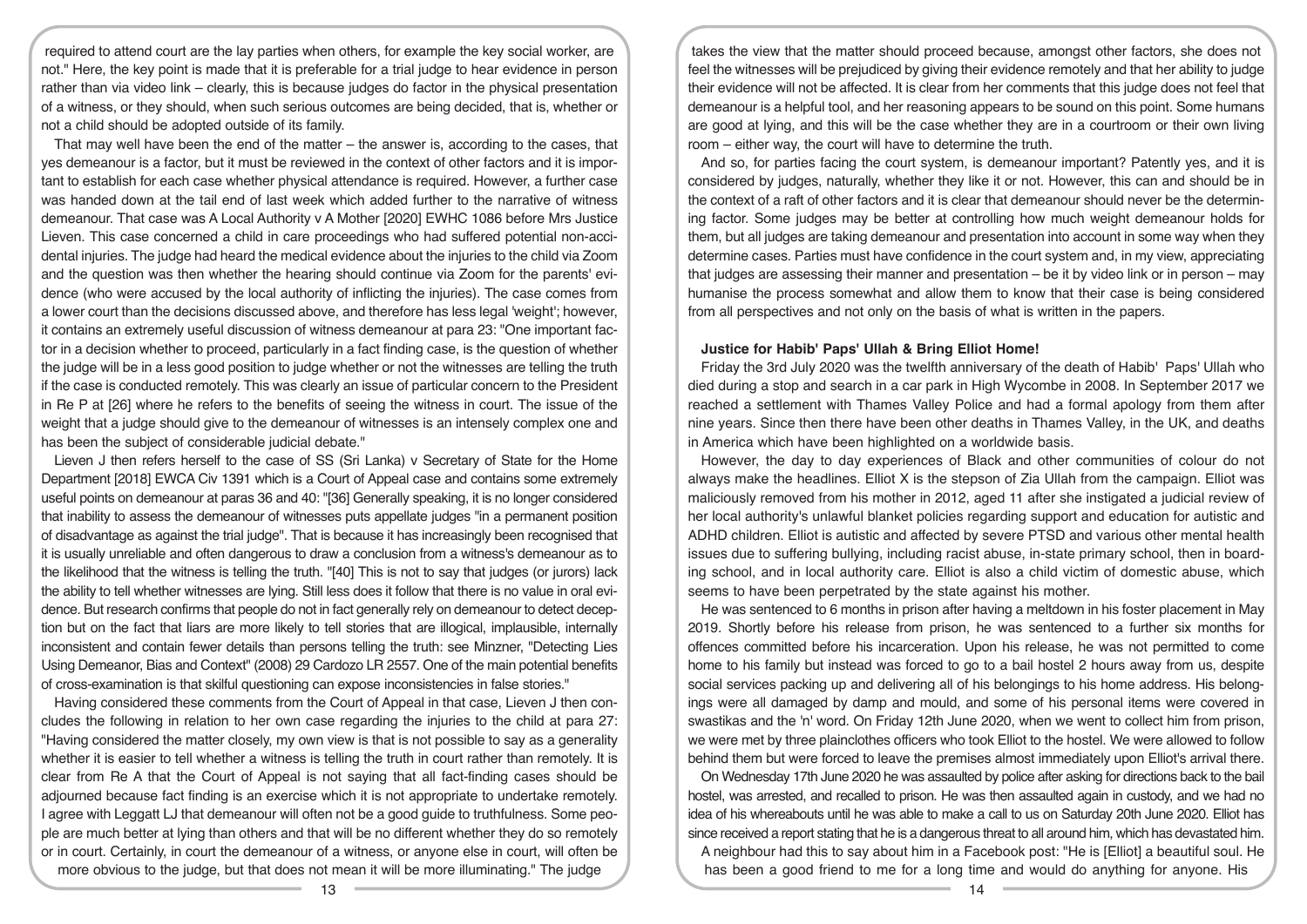required to attend court are the lay parties when others, for example the key social worker, are not." Here, the key point is made that it is preferable for a trial judge to hear evidence in person rather than via video link – clearly, this is because judges do factor in the physical presentation of a witness, or they should, when such serious outcomes are being decided, that is, whether or not a child should be adopted outside of its family.

That may well have been the end of the matter – the answer is, according to the cases, that yes demeanour is a factor, but it must be reviewed in the context of other factors and it is important to establish for each case whether physical attendance is required. However, a further case was handed down at the tail end of last week which added further to the narrative of witness demeanour. That case was A Local Authority v A Mother [2020] EWHC 1086 before Mrs Justice Lieven. This case concerned a child in care proceedings who had suffered potential non-accidental injuries. The judge had heard the medical evidence about the injuries to the child via Zoom and the question was then whether the hearing should continue via Zoom for the parents' evidence (who were accused by the local authority of inflicting the injuries). The case comes from a lower court than the decisions discussed above, and therefore has less legal 'weight'; however, it contains an extremely useful discussion of witness demeanour at para 23: "One important factor in a decision whether to proceed, particularly in a fact finding case, is the question of whether the judge will be in a less good position to judge whether or not the witnesses are telling the truth if the case is conducted remotely. This was clearly an issue of particular concern to the President in Re P at [26] where he refers to the benefits of seeing the witness in court. The issue of the weight that a judge should give to the demeanour of witnesses is an intensely complex one and has been the subject of considerable judicial debate."

Lieven J then refers herself to the case of SS (Sri Lanka) v Secretary of State for the Home Department [2018] EWCA Civ 1391 which is a Court of Appeal case and contains some extremely useful points on demeanour at paras 36 and 40: "[36] Generally speaking, it is no longer considered that inability to assess the demeanour of witnesses puts appellate judges "in a permanent position of disadvantage as against the trial judge". That is because it has increasingly been recognised that it is usually unreliable and often dangerous to draw a conclusion from a witness's demeanour as to the likelihood that the witness is telling the truth. "[40] This is not to say that judges (or jurors) lack the ability to tell whether witnesses are lying. Still less does it follow that there is no value in oral evidence. But research confirms that people do not in fact generally rely on demeanour to detect deception but on the fact that liars are more likely to tell stories that are illogical, implausible, internally inconsistent and contain fewer details than persons telling the truth: see Minzner, "Detecting Lies Using Demeanor, Bias and Context" (2008) 29 Cardozo LR 2557. One of the main potential benefits of cross-examination is that skilful questioning can expose inconsistencies in false stories."

Having considered these comments from the Court of Appeal in that case, Lieven J then concludes the following in relation to her own case regarding the injuries to the child at para 27: "Having considered the matter closely, my own view is that is not possible to say as a generality whether it is easier to tell whether a witness is telling the truth in court rather than remotely. It is clear from Re A that the Court of Appeal is not saying that all fact-finding cases should be adjourned because fact finding is an exercise which it is not appropriate to undertake remotely. I agree with Leggatt LJ that demeanour will often not be a good guide to truthfulness. Some people are much better at lying than others and that will be no different whether they do so remotely or in court. Certainly, in court the demeanour of a witness, or anyone else in court, will often be more obvious to the judge, but that does not mean it will be more illuminating." The judge takes the view that the matter should proceed because, amongst other factors, she does not feel the witnesses will be prejudiced by giving their evidence remotely and that her ability to judge their evidence will not be affected. It is clear from her comments that this judge does not feel that demeanour is a helpful tool, and her reasoning appears to be sound on this point. Some humans are good at lying, and this will be the case whether they are in a courtroom or their own living room – either way, the court will have to determine the truth.

And so, for parties facing the court system, is demeanour important? Patently yes, and it is considered by judges, naturally, whether they like it or not. However, this can and should be in the context of a raft of other factors and it is clear that demeanour should never be the determining factor. Some judges may be better at controlling how much weight demeanour holds for them, but all judges are taking demeanour and presentation into account in some way when they determine cases. Parties must have confidence in the court system and, in my view, appreciating that judges are assessing their manner and presentation – be it by video link or in person – may humanise the process somewhat and allow them to know that their case is being considered from all perspectives and not only on the basis of what is written in the papers.

### Justice for Habib' Paps' Ullah & Bring Elliot Home!

Friday the 3rd July 2020 was the twelfth anniversary of the death of Habib' Paps' Ullah who died during a stop and search in a car park in High Wycombe in 2008. In September 2017 we reached a settlement with Thames Valley Police and had a formal apology from them after nine years. Since then there have been other deaths in Thames Valley, in the UK, and deaths in America which have been highlighted on a worldwide basis.

However, the day to day experiences of Black and other communities of colour do not always make the headlines. Elliot X is the stepson of Zia Ullah from the campaign. Elliot was maliciously removed from his mother in 2012, aged 11 after she instigated a judicial review of her local authority's unlawful blanket policies regarding support and education for autistic and ADHD children. Elliot is autistic and affected by severe PTSD and various other mental health issues due to suffering bullying, including racist abuse, in-state primary school, then in boarding school, and in local authority care. Elliot is also a child victim of domestic abuse, which seems to have been perpetrated by the state against his mother.

He was sentenced to 6 months in prison after having a meltdown in his foster placement in May 2019. Shortly before his release from prison, he was sentenced to a further six months for offences committed before his incarceration. Upon his release, he was not permitted to come home to his family but instead was forced to go to a bail hostel 2 hours away from us, despite social services packing up and delivering all of his belongings to his home address. His belongings were all damaged by damp and mould, and some of his personal items were covered in swastikas and the 'n' word. On Friday 12th June 2020, when we went to collect him from prison, we were met by three plainclothes officers who took Elliot to the hostel. We were allowed to follow behind them but were forced to leave the premises almost immediately upon Elliot's arrival there.

On Wednesday 17th June 2020 he was assaulted by police after asking for directions back to the bail hostel, was arrested, and recalled to prison. He was then assaulted again in custody, and we had no idea of his whereabouts until he was able to make a call to us on Saturday 20th June 2020. Elliot has since received a report stating that he is a dangerous threat to all around him, which has devastated him.

A neighbour had this to say about him in a Facebook post: "He is [Elliot] a beautiful soul. He has been a good friend to me for a long time and would do anything for anyone. His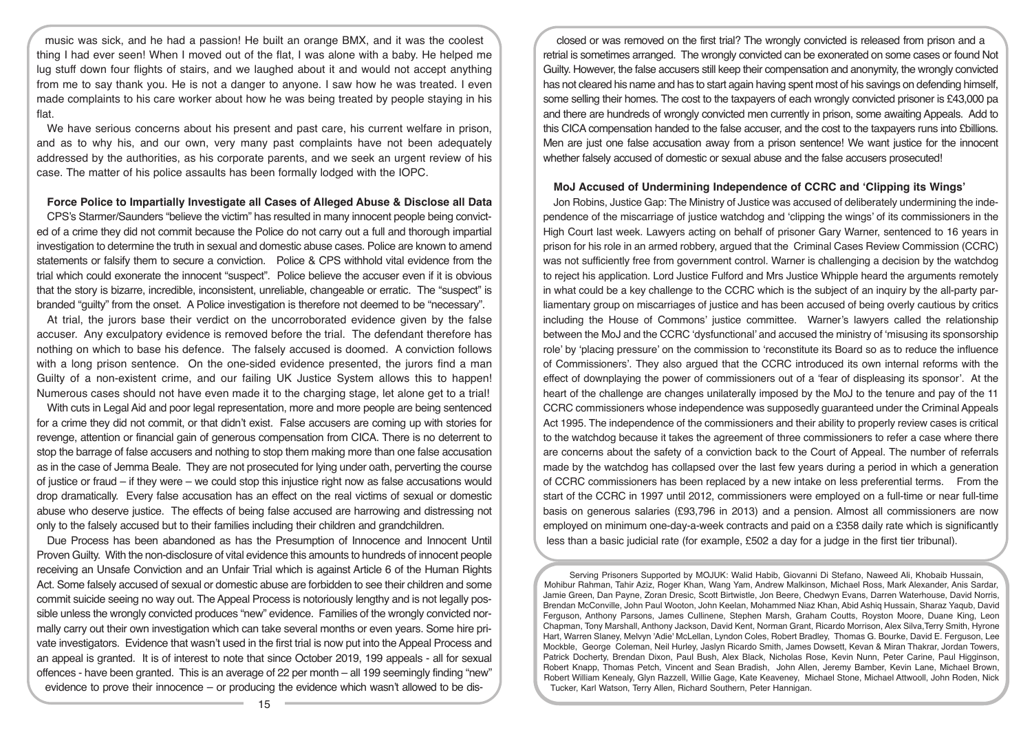music was sick, and he had a passion! He built an orange BMX, and it was the coolest thing I had ever seen! When I moved out of the flat, I was alone with a baby. He helped me lug stuff down four flights of stairs, and we laughed about it and would not accept anything from me to say thank you. He is not a danger to anyone. I saw how he was treated. I even made complaints to his care worker about how he was being treated by people staying in his flat.

We have serious concerns about his present and past care, his current welfare in prison, and as to why his, and our own, very many past complaints have not been adequately addressed by the authorities, as his corporate parents, and we seek an urgent review of his case. The matter of his police assaults has been formally lodged with the IOPC.

**Force Police to Impartially Investigate all Cases of Alleged Abuse & Disclose all Data**

CPS's Starmer/Saunders "believe the victim" has resulted in many innocent people being convicted of a crime they did not commit because the Police do not carry out a full and thorough impartial investigation to determine the truth in sexual and domestic abuse cases. Police are known to amend statements or falsify them to secure a conviction. Police & CPS withhold vital evidence from the trial which could exonerate the innocent "suspect". Police believe the accuser even if it is obvious that the story is bizarre, incredible, inconsistent, unreliable, changeable or erratic. The "suspect" is branded "guilty" from the onset. A Police investigation is therefore not deemed to be "necessary".

At trial, the jurors base their verdict on the uncorroborated evidence given by the false accuser. Any exculpatory evidence is removed before the trial. The defendant therefore has nothing on which to base his defence. The falsely accused is doomed. A conviction follows with a long prison sentence. On the one-sided evidence presented, the jurors find a man Guilty of a non-existent crime, and our failing UK Justice System allows this to happen! Numerous cases should not have even made it to the charging stage, let alone get to a trial!

With cuts in Legal Aid and poor legal representation, more and more people are being sentenced for a crime they did not commit, or that didn't exist. False accusers are coming up with stories for revenge, attention or financial gain of generous compensation from CICA. There is no deterrent to stop the barrage of false accusers and nothing to stop them making more than one false accusation as in the case of Jemma Beale. They are not prosecuted for lying under oath, perverting the course of justice or fraud – if they were – we could stop this injustice right now as false accusations would drop dramatically. Every false accusation has an effect on the real victims of sexual or domestic abuse who deserve justice. The effects of being false accused are harrowing and distressing not only to the falsely accused but to their families including their children and grandchildren.

Due Process has been abandoned as has the Presumption of Innocence and Innocent Until Proven Guilty. With the non-disclosure of vital evidence this amounts to hundreds of innocent people receiving an Unsafe Conviction and an Unfair Trial which is against Article 6 of the Human Rights Act. Some falsely accused of sexual or domestic abuse are forbidden to see their children and some commit suicide seeing no way out. The Appeal Process is notoriously lengthy and is not legally possible unless the wrongly convicted produces "new" evidence. Families of the wrongly convicted normally carry out their own investigation which can take several months or even years. Some hire private investigators. Evidence that wasn't used in the first trial is now put into the Appeal Process and an appeal is granted. It is of interest to note that since October 2019, 199 appeals - all for sexual offences - have been granted. This is an average of 22 per month – all 199 seemingly finding "new" evidence to prove their innocence – or producing the evidence which wasn't allowed to be disclosed or was removed on the first trial? The wrongly convicted is released from prison and a retrial is sometimes arranged. The wrongly convicted can be exonerated on some cases or found Not Guilty. However, the false accusers still keep their compensation and anonymity, the wrongly convicted has not cleared his name and has to start again having spent most of his savings on defending himself, some selling their homes. The cost to the taxpayers of each wrongly convicted prisoner is £43,000 pa and there are hundreds of wrongly convicted men currently in prison, some awaiting Appeals. Add to this CICA compensation handed to the false accuser, and the cost to the taxpayers runs into £billions. Men are just one false accusation away from a prison sentence! We want justice for the innocent whether falsely accused of domestic or sexual abuse and the false accusers prosecuted!

**MoJ Accused of Undermining Independence of CCRC and 'Clipping its Wings'**

Jon Robins, Justice Gap: The Ministry of Justice was accused of deliberately undermining the independence of the miscarriage of justice watchdog and 'clipping the wings' of its commissioners in the High Court last week. Lawyers acting on behalf of prisoner Gary Warner, sentenced to 16 years in prison for his role in an armed robbery, argued that the Criminal Cases Review Commission (CCRC) was not sufficiently free from government control. Warner is challenging a decision by the watchdog to reject his application. Lord Justice Fulford and Mrs Justice Whipple heard the arguments remotely in what could be a key challenge to the CCRC which is the subject of an inquiry by the all-party parliamentary group on miscarriages of justice and has been accused of being overly cautious by critics including the House of Commons' justice committee. Warner's lawyers called the relationship between the MoJ and the CCRC 'dysfunctional' and accused the ministry of 'misusing its sponsorship role' by 'placing pressure' on the commission to 'reconstitute its Board so as to reduce the influence of Commissioners'. They also argued that the CCRC introduced its own internal reforms with the effect of downplaying the power of commissioners out of a 'fear of displeasing its sponsor'. At the heart of the challenge are changes unilaterally imposed by the MoJ to the tenure and pay of the 11 CCRC commissioners whose independence was supposedly guaranteed under the Criminal Appeals Act 1995. The independence of the commissioners and their ability to properly review cases is critical to the watchdog because it takes the agreement of three commissioners to refer a case where there are concerns about the safety of a conviction back to the Court of Appeal. The number of referrals made by the watchdog has collapsed over the last few years during a period in which a generation of CCRC commissioners has been replaced by a new intake on less preferential terms. From the start of the CCRC in 1997 until 2012, commissioners were employed on a full-time or near full-time basis on generous salaries (£93,796 in 2013) and a pension. Almost all commissioners are now employed on minimum one-day-a-week contracts and paid on a £358 daily rate which is significantly less than a basic judicial rate (for example, £502 a day for a judge in the first tier tribunal).

Serving Prisoners Supported by MOJUK: Walid Habib, Giovanni Di Stefano, Naweed Ali, Khobaib Hussain, Mohibur Rahman, Tahir Aziz, Roger Khan, Wang Yam, Andrew Malkinson, Michael Ross, Mark Alexander, Anis Sardar, Jamie Green, Dan Payne, Zoran Dresic, Scott Birtwistle, Jon Beere, Chedwyn Evans, Darren Waterhouse, David Norris, Brendan McConville, John Paul Wooton, John Keelan, Mohammed Niaz Khan, Abid Ashiq Hussain, Sharaz Yaqub, David Ferguson, Anthony Parsons, James Cullinene, Stephen Marsh, Graham Coutts, Royston Moore, Duane King, Leon Chapman, Tony Marshall, Anthony Jackson, David Kent, Norman Grant, Ricardo Morrison, Alex Silva, Terry Smith, Hyrone Hart, Warren Slaney, Melvyn 'Adie' McLellan, Lyndon Coles, Robert Bradley, Thomas G. Bourke, David E. Ferguson, Lee Mockble, George Coleman, Neil Hurley, Jaslyn Ricardo Smith, James Dowsett, Kevan & Miran Thakrar, Jordan Towers, Patrick Docherty, Brendan Dixon, Paul Bush, Alex Black, Nicholas Rose, Kevin Nunn, Peter Carine, Paul Higginson, Robert Knapp, Thomas Petch, Vincent and Sean Bradish, John Allen, Jeremy Bamber, Kevin Lane, Michael Brown, Robert William Kenealy, Glyn Razzell, Willie Gage, Kate Keaveney, Michael Stone, Michael Attwooll, John Roden, Nick Tucker, Karl Watson, Terry Allen, Richard Southern, Peter Hannigan.